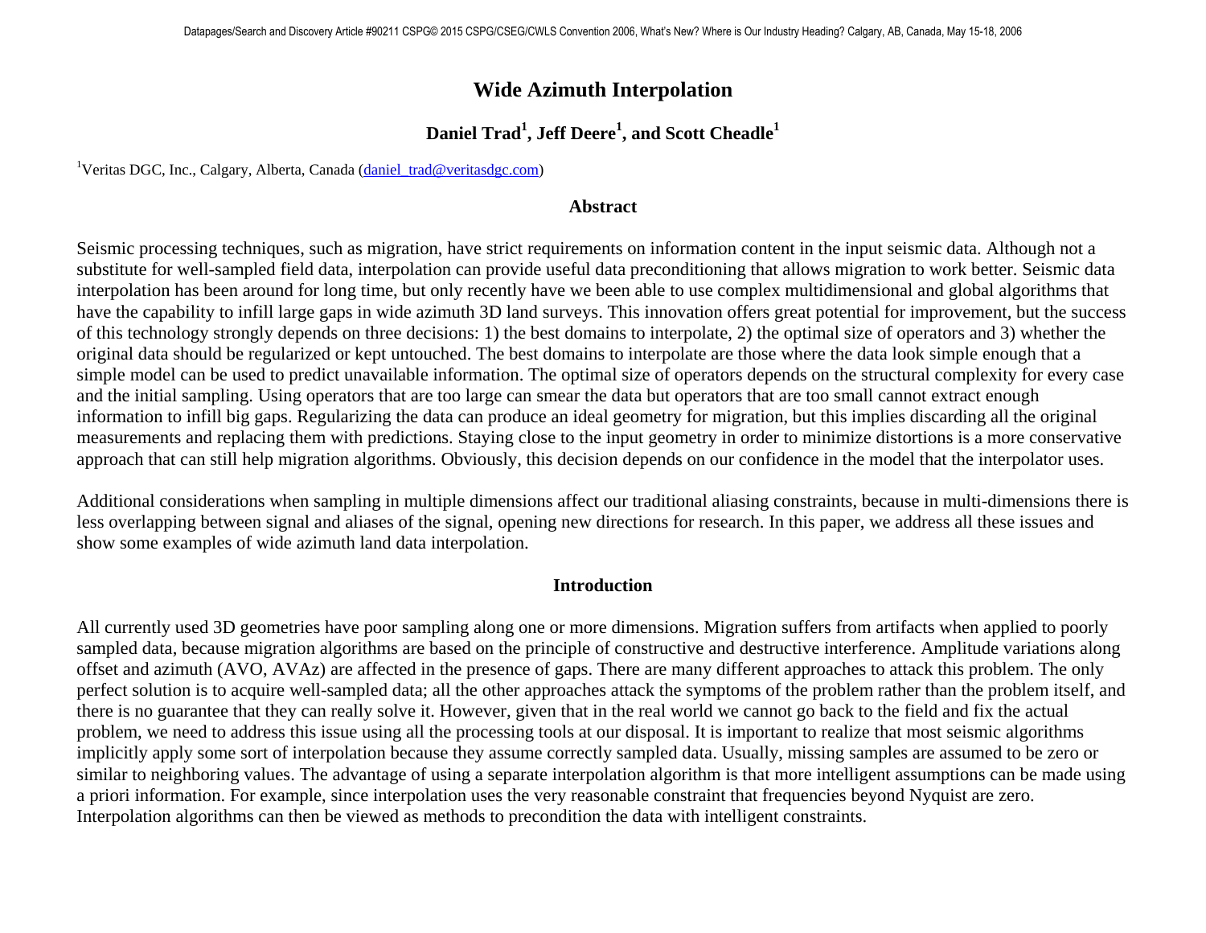# Wide Azimuth Interpolation

**Daniel Trad[1], Jeff Deere[1], and Scott Cheadle[1]**

[1]Veritas DGC, Inc., Calgary, Alberta, Canada (daniel_trad@veritasdgc.com)

## Abstract

Seismic processing techniques, such as migration, have strict requirements on information content in the input seismic data. Although not a substitute for well-sampled field data, interpolation can provide useful data preconditioning that allows migration to work better. Seismic data interpolation has been around for long time, but only recently have we been able to use complex multidimensional and global algorithms that have the capability to infill large gaps in wide azimuth 3D land surveys. This innovation offers great potential for improvement, but the success of this technology strongly depends on three decisions: 1) the best domains to interpolate, 2) the optimal size of operators and 3) whether the original data should be regularized or kept untouched. The best domains to interpolate are those where the data look simple enough that a simple model can be used to predict unavailable information. The optimal size of operators depends on the structural complexity for every case and the initial sampling. Using operators that are too large can smear the data but operators that are too small cannot extract enough information to infill big gaps. Regularizing the data can produce an ideal geometry for migration, but this implies discarding all the original measurements and replacing them with predictions. Staying close to the input geometry in order to minimize distortions is a more conservative approach that can still help migration algorithms. Obviously, this decision depends on our confidence in the model that the interpolator uses.

Additional considerations when sampling in multiple dimensions affect our traditional aliasing constraints, because in multi-dimensions there is less overlapping between signal and aliases of the signal, opening new directions for research. In this paper, we address all these issues and show some examples of wide azimuth land data interpolation.

## Introduction

All currently used 3D geometries have poor sampling along one or more dimensions. Migration suffers from artifacts when applied to poorly sampled data, because migration algorithms are based on the principle of constructive and destructive interference. Amplitude variations along offset and azimuth (AVO, AVAz) are affected in the presence of gaps. There are many different approaches to attack this problem. The only perfect solution is to acquire well-sampled data; all the other approaches attack the symptoms of the problem rather than the problem itself, and there is no guarantee that they can really solve it. However, given that in the real world we cannot go back to the field and fix the actual problem, we need to address this issue using all the processing tools at our disposal. It is important to realize that most seismic algorithms implicitly apply some sort of interpolation because they assume correctly sampled data. Usually, missing samples are assumed to be zero or similar to neighboring values. The advantage of using a separate interpolation algorithm is that more intelligent assumptions can be made using a priori information. For example, since interpolation uses the very reasonable constraint that frequencies beyond Nyquist are zero. Interpolation algorithms can then be viewed as methods to precondition the data with intelligent constraints.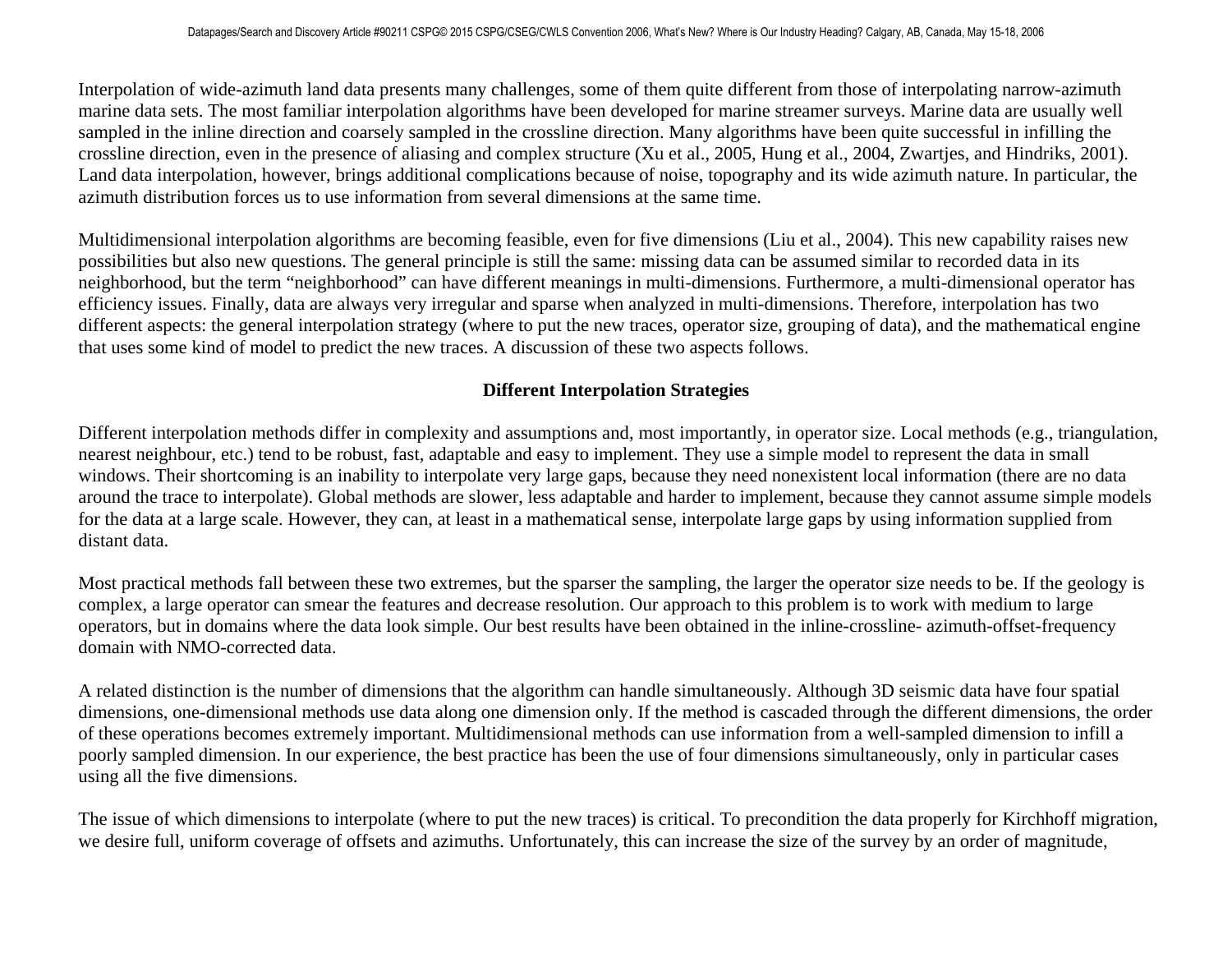Interpolation of wide-azimuth land data presents many challenges, some of them quite different from those of interpolating narrow-azimuth marine data sets. The most familiar interpolation algorithms have been developed for marine streamer surveys. Marine data are usually well sampled in the inline direction and coarsely sampled in the crossline direction. Many algorithms have been quite successful in infilling the crossline direction, even in the presence of aliasing and complex structure (Xu et al., 2005, Hung et al., 2004, Zwartjes, and Hindriks, 2001). Land data interpolation, however, brings additional complications because of noise, topography and its wide azimuth nature. In particular, the azimuth distribution forces us to use information from several dimensions at the same time.

Multidimensional interpolation algorithms are becoming feasible, even for five dimensions (Liu et al., 2004). This new capability raises new possibilities but also new questions. The general principle is still the same: missing data can be assumed similar to recorded data in its neighborhood, but the term "neighborhood" can have different meanings in multi-dimensions. Furthermore, a multi-dimensional operator has efficiency issues. Finally, data are always very irregular and sparse when analyzed in multi-dimensions. Therefore, interpolation has two different aspects: the general interpolation strategy (where to put the new traces, operator size, grouping of data), and the mathematical engine that uses some kind of model to predict the new traces. A discussion of these two aspects follows.

## Different Interpolation Strategies

Different interpolation methods differ in complexity and assumptions and, most importantly, in operator size. Local methods (e.g., triangulation, nearest neighbour, etc.) tend to be robust, fast, adaptable and easy to implement. They use a simple model to represent the data in small windows. Their shortcoming is an inability to interpolate very large gaps, because they need nonexistent local information (there are no data around the trace to interpolate). Global methods are slower, less adaptable and harder to implement, because they cannot assume simple models for the data at a large scale. However, they can, at least in a mathematical sense, interpolate large gaps by using information supplied from distant data.

Most practical methods fall between these two extremes, but the sparser the sampling, the larger the operator size needs to be. If the geology is complex, a large operator can smear the features and decrease resolution. Our approach to this problem is to work with medium to large operators, but in domains where the data look simple. Our best results have been obtained in the inline-crossline- azimuth-offset-frequency domain with NMO-corrected data.

A related distinction is the number of dimensions that the algorithm can handle simultaneously. Although 3D seismic data have four spatial dimensions, one-dimensional methods use data along one dimension only. If the method is cascaded through the different dimensions, the order of these operations becomes extremely important. Multidimensional methods can use information from a well-sampled dimension to infill a poorly sampled dimension. In our experience, the best practice has been the use of four dimensions simultaneously, only in particular cases using all the five dimensions.

The issue of which dimensions to interpolate (where to put the new traces) is critical. To precondition the data properly for Kirchhoff migration, we desire full, uniform coverage of offsets and azimuths. Unfortunately, this can increase the size of the survey by an order of magnitude,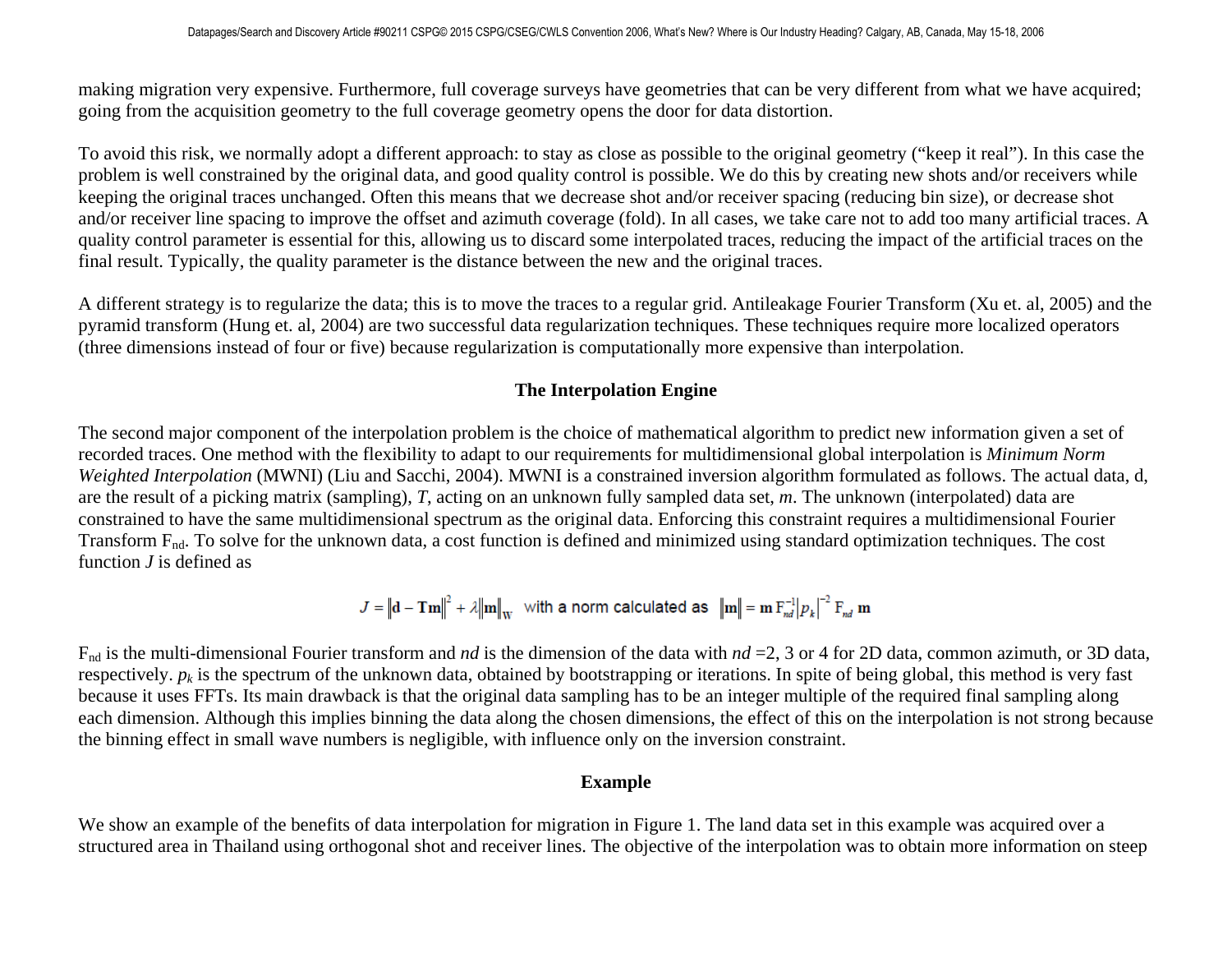making migration very expensive. Furthermore, full coverage surveys have geometries that can be very different from what we have acquired; going from the acquisition geometry to the full coverage geometry opens the door for data distortion.

To avoid this risk, we normally adopt a different approach: to stay as close as possible to the original geometry ("keep it real"). In this case the problem is well constrained by the original data, and good quality control is possible. We do this by creating new shots and/or receivers while keeping the original traces unchanged. Often this means that we decrease shot and/or receiver spacing (reducing bin size), or decrease shot and/or receiver line spacing to improve the offset and azimuth coverage (fold). In all cases, we take care not to add too many artificial traces. A quality control parameter is essential for this, allowing us to discard some interpolated traces, reducing the impact of the artificial traces on the final result. Typically, the quality parameter is the distance between the new and the original traces.

A different strategy is to regularize the data; this is to move the traces to a regular grid. Antileakage Fourier Transform (Xu et. al, 2005) and the pyramid transform (Hung et. al, 2004) are two successful data regularization techniques. These techniques require more localized operators (three dimensions instead of four or five) because regularization is computationally more expensive than interpolation.

## The Interpolation Engine

The second major component of the interpolation problem is the choice of mathematical algorithm to predict new information given a set of recorded traces. One method with the flexibility to adapt to our requirements for multidimensional global interpolation is *Minimum Norm Weighted Interpolation* (MWNI) (Liu and Sacchi, 2004). MWNI is a constrained inversion algorithm formulated as follows. The actual data, d, are the result of a picking matrix (sampling), *T*, acting on an unknown fully sampled data set, *m*. The unknown (interpolated) data are constrained to have the same multidimensional spectrum as the original data. Enforcing this constraint requires a multidimensional Fourier Transform $F_{nd}$. To solve for the unknown data, a cost function is defined and minimized using standard optimization techniques. The cost function *J* is defined as

$$J = \|\mathbf{d} - \mathbf{Tm}\|^2 + \lambda \|\mathbf{m}\|_{\mathbf{W}} \quad \text{with a norm calculated as} \quad \|\mathbf{m}\| = \mathbf{m}\, F_{nd}^{-1} |p_k|^{-2}\, F_{nd}\, \mathbf{m}$$

$F_{nd}$ is the multi-dimensional Fourier transform and *nd* is the dimension of the data with *nd* =2, 3 or 4 for 2D data, common azimuth, or 3D data, respectively. $p_k$ is the spectrum of the unknown data, obtained by bootstrapping or iterations. In spite of being global, this method is very fast because it uses FFTs. Its main drawback is that the original data sampling has to be an integer multiple of the required final sampling along each dimension. Although this implies binning the data along the chosen dimensions, the effect of this on the interpolation is not strong because the binning effect in small wave numbers is negligible, with influence only on the inversion constraint.

## Example

We show an example of the benefits of data interpolation for migration in Figure 1. The land data set in this example was acquired over a structured area in Thailand using orthogonal shot and receiver lines. The objective of the interpolation was to obtain more information on steep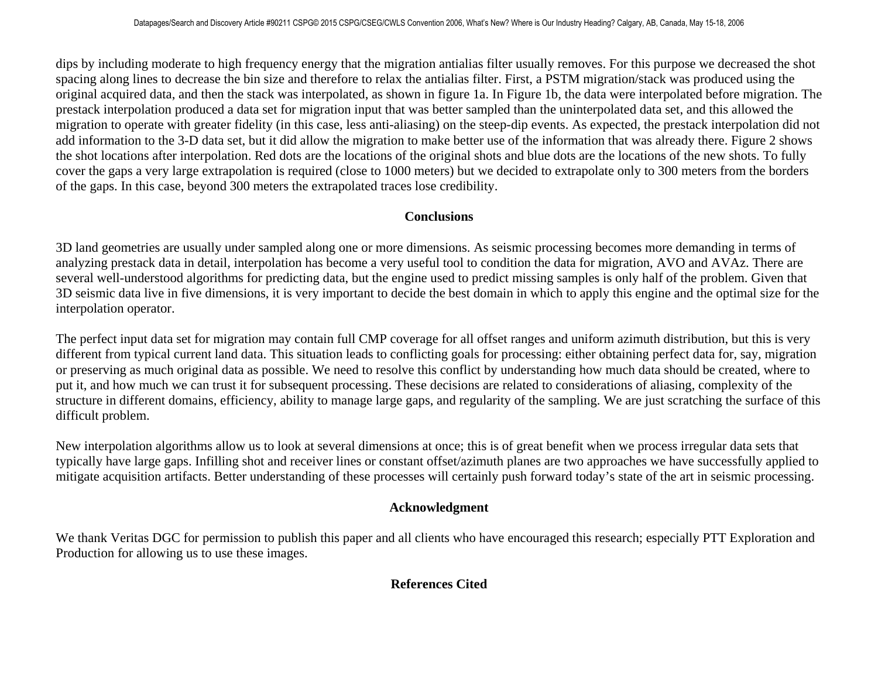dips by including moderate to high frequency energy that the migration antialias filter usually removes. For this purpose we decreased the shot spacing along lines to decrease the bin size and therefore to relax the antialias filter. First, a PSTM migration/stack was produced using the original acquired data, and then the stack was interpolated, as shown in figure 1a. In Figure 1b, the data were interpolated before migration. The prestack interpolation produced a data set for migration input that was better sampled than the uninterpolated data set, and this allowed the migration to operate with greater fidelity (in this case, less anti-aliasing) on the steep-dip events. As expected, the prestack interpolation did not add information to the 3-D data set, but it did allow the migration to make better use of the information that was already there. Figure 2 shows the shot locations after interpolation. Red dots are the locations of the original shots and blue dots are the locations of the new shots. To fully cover the gaps a very large extrapolation is required (close to 1000 meters) but we decided to extrapolate only to 300 meters from the borders of the gaps. In this case, beyond 300 meters the extrapolated traces lose credibility.

## Conclusions

3D land geometries are usually under sampled along one or more dimensions. As seismic processing becomes more demanding in terms of analyzing prestack data in detail, interpolation has become a very useful tool to condition the data for migration, AVO and AVAz. There are several well-understood algorithms for predicting data, but the engine used to predict missing samples is only half of the problem. Given that 3D seismic data live in five dimensions, it is very important to decide the best domain in which to apply this engine and the optimal size for the interpolation operator.

The perfect input data set for migration may contain full CMP coverage for all offset ranges and uniform azimuth distribution, but this is very different from typical current land data. This situation leads to conflicting goals for processing: either obtaining perfect data for, say, migration or preserving as much original data as possible. We need to resolve this conflict by understanding how much data should be created, where to put it, and how much we can trust it for subsequent processing. These decisions are related to considerations of aliasing, complexity of the structure in different domains, efficiency, ability to manage large gaps, and regularity of the sampling. We are just scratching the surface of this difficult problem.

New interpolation algorithms allow us to look at several dimensions at once; this is of great benefit when we process irregular data sets that typically have large gaps. Infilling shot and receiver lines or constant offset/azimuth planes are two approaches we have successfully applied to mitigate acquisition artifacts. Better understanding of these processes will certainly push forward today's state of the art in seismic processing.

## Acknowledgment

We thank Veritas DGC for permission to publish this paper and all clients who have encouraged this research; especially PTT Exploration and Production for allowing us to use these images.

## References Cited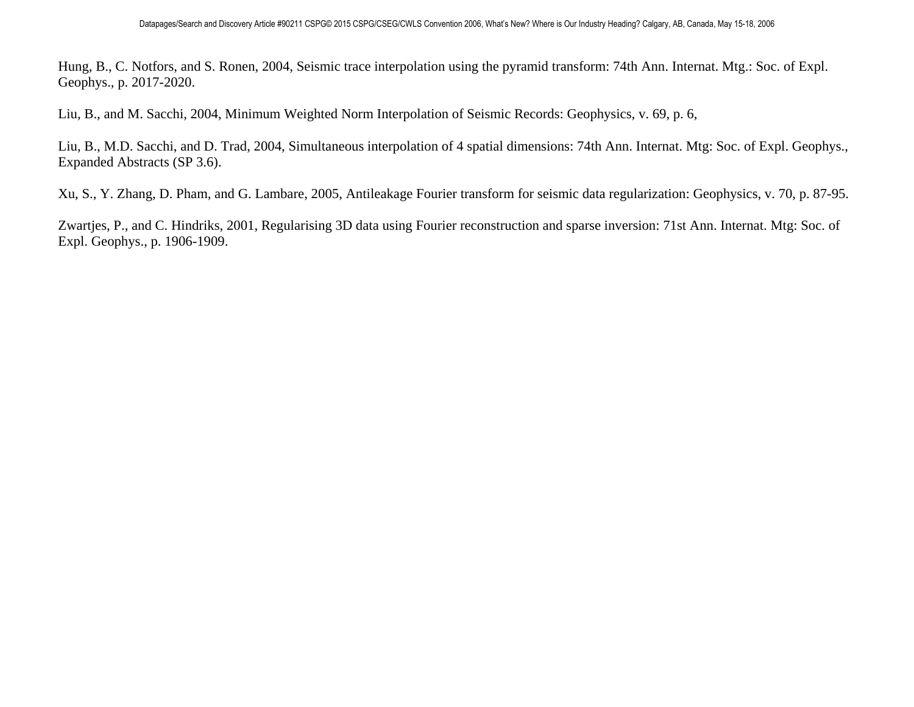Hung, B., C. Notfors, and S. Ronen, 2004, Seismic trace interpolation using the pyramid transform: 74th Ann. Internat. Mtg.: Soc. of Expl. Geophys., p. 2017-2020.

Liu, B., and M. Sacchi, 2004, Minimum Weighted Norm Interpolation of Seismic Records: Geophysics, v. 69, p. 6,

Liu, B., M.D. Sacchi, and D. Trad, 2004, Simultaneous interpolation of 4 spatial dimensions: 74th Ann. Internat. Mtg: Soc. of Expl. Geophys., Expanded Abstracts (SP 3.6).

Xu, S., Y. Zhang, D. Pham, and G. Lambare, 2005, Antileakage Fourier transform for seismic data regularization: Geophysics, v. 70, p. 87-95.

Zwartjes, P., and C. Hindriks, 2001, Regularising 3D data using Fourier reconstruction and sparse inversion: 71st Ann. Internat. Mtg: Soc. of Expl. Geophys., p. 1906-1909.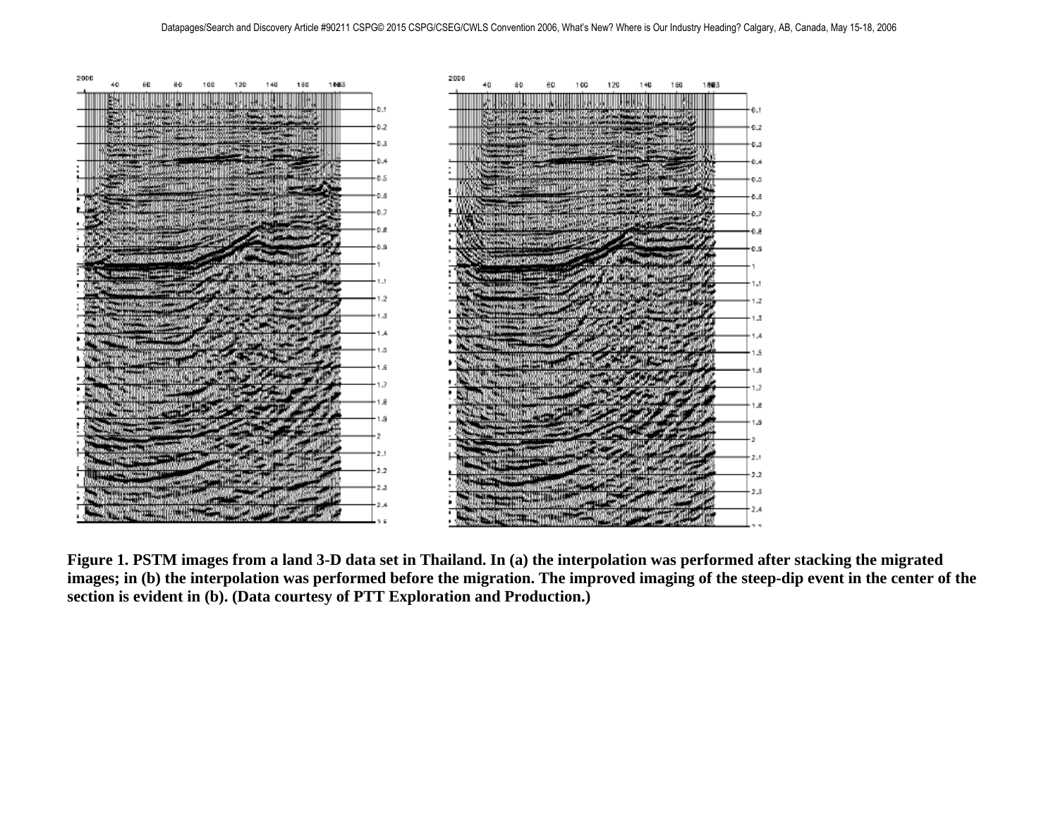**Figure 1. PSTM images from a land 3-D data set in Thailand. In (a) the interpolation was performed after stacking the migrated images; in (b) the interpolation was performed before the migration. The improved imaging of the steep-dip event in the center of the section is evident in (b). (Data courtesy of PTT Exploration and Production.)**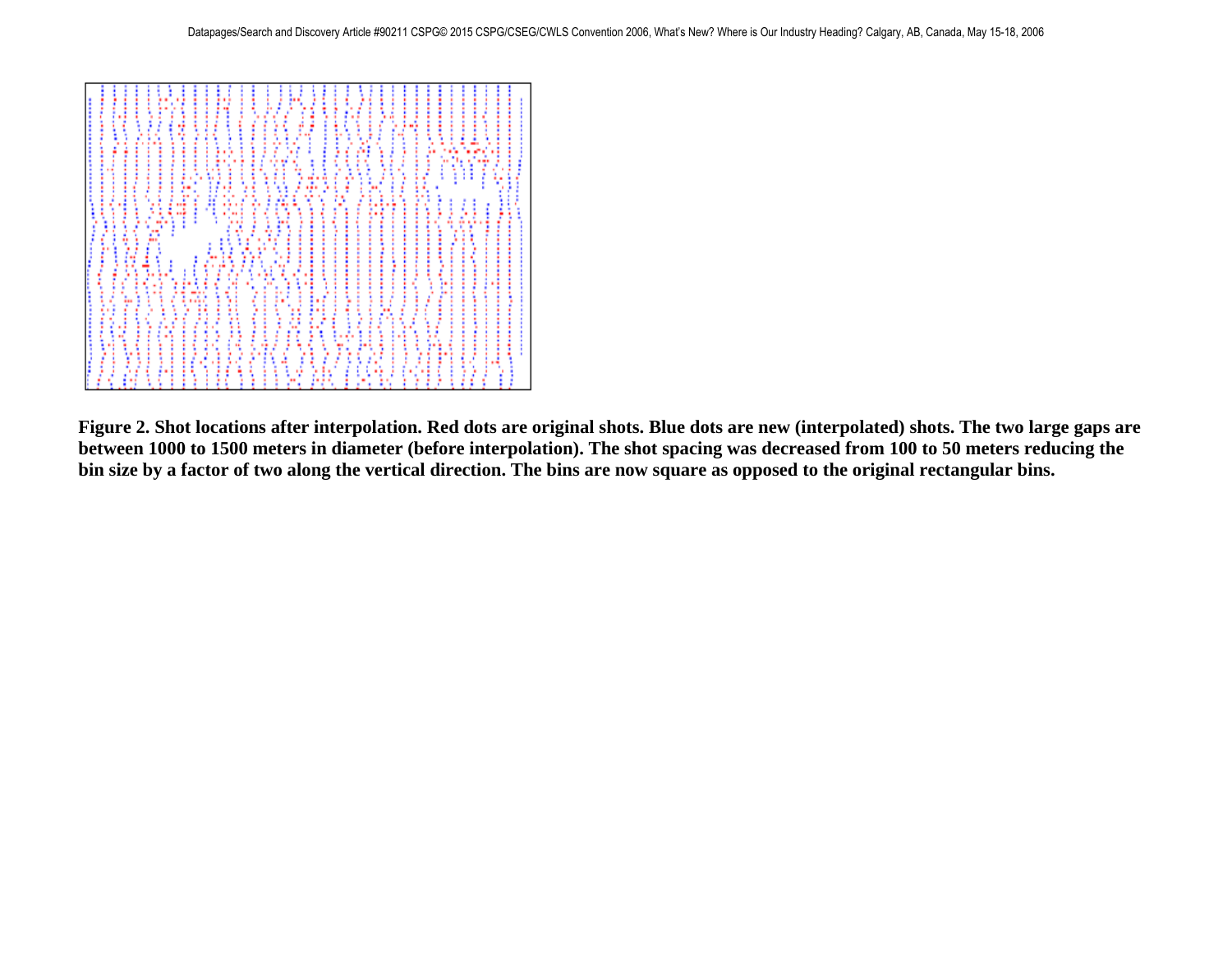**Figure 2. Shot locations after interpolation. Red dots are original shots. Blue dots are new (interpolated) shots. The two large gaps are between 1000 to 1500 meters in diameter (before interpolation). The shot spacing was decreased from 100 to 50 meters reducing the bin size by a factor of two along the vertical direction. The bins are now square as opposed to the original rectangular bins.**